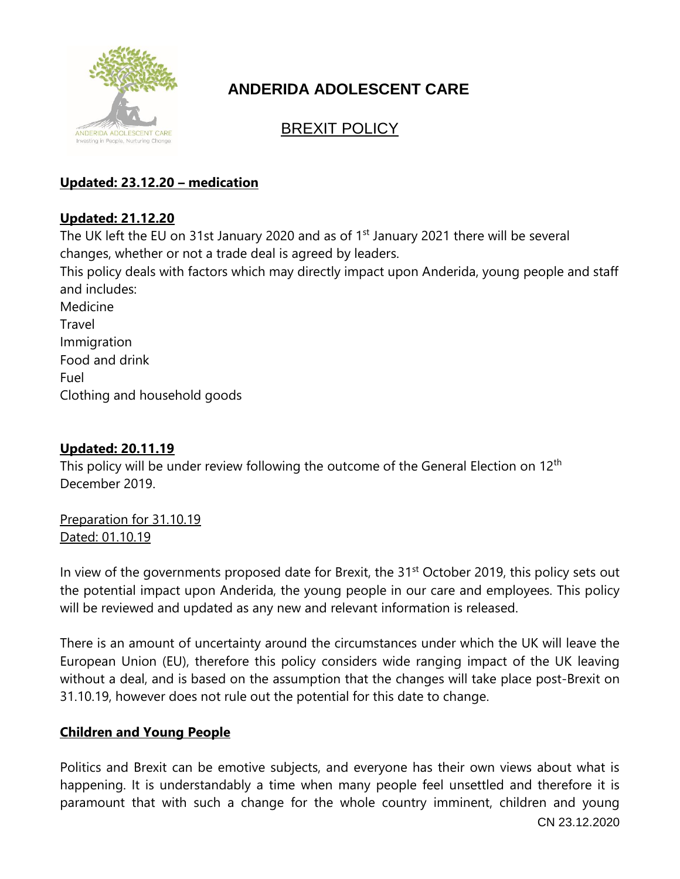# ANDERIDA ADOLESCENT CARE

## BREXIT POLICY

**Updated: 23.12.20 – medication**

**Updated: 21.12.20**

The UK left the EU on 31st January 2020 and as of 1st January 2021 there will be several changes, whether or not a trade deal is agreed by leaders.

This policy deals with factors which may directly impact upon Anderida, young people and staff and includes:

Medicine
Travel
Immigration
Food and drink
Fuel
Clothing and household goods

**Updated: 20.11.19**

This policy will be under review following the outcome of the General Election on 12th December 2019.

Preparation for 31.10.19
Dated: 01.10.19

In view of the governments proposed date for Brexit, the 31st October 2019, this policy sets out the potential impact upon Anderida, the young people in our care and employees. This policy will be reviewed and updated as any new and relevant information is released.

There is an amount of uncertainty around the circumstances under which the UK will leave the European Union (EU), therefore this policy considers wide ranging impact of the UK leaving without a deal, and is based on the assumption that the changes will take place post-Brexit on 31.10.19, however does not rule out the potential for this date to change.

**Children and Young People**

Politics and Brexit can be emotive subjects, and everyone has their own views about what is happening. It is understandably a time when many people feel unsettled and therefore it is paramount that with such a change for the whole country imminent, children and young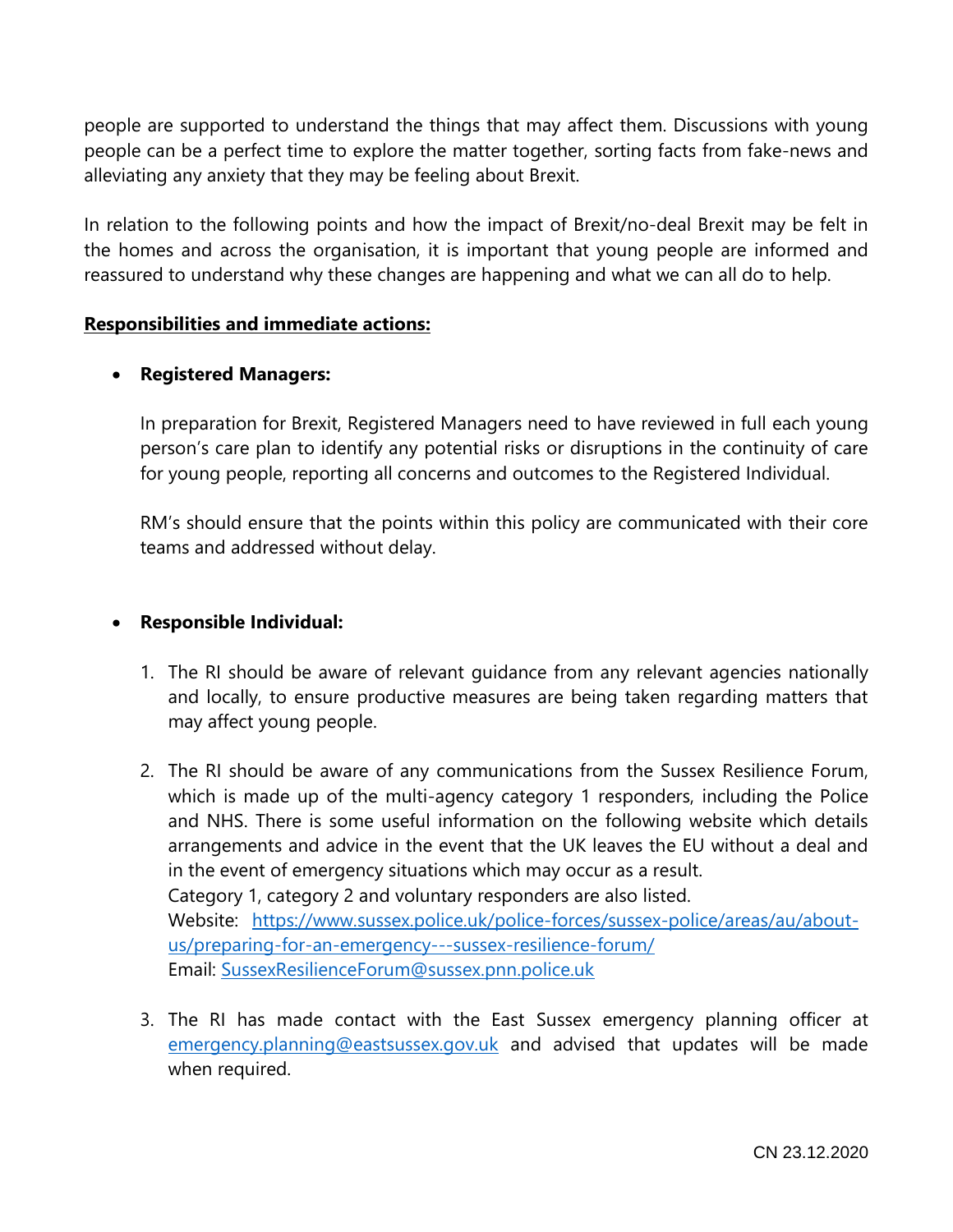people are supported to understand the things that may affect them. Discussions with young people can be a perfect time to explore the matter together, sorting facts from fake-news and alleviating any anxiety that they may be feeling about Brexit.

In relation to the following points and how the impact of Brexit/no-deal Brexit may be felt in the homes and across the organisation, it is important that young people are informed and reassured to understand why these changes are happening and what we can all do to help.

**Responsibilities and immediate actions:**

- **Registered Managers:**

  In preparation for Brexit, Registered Managers need to have reviewed in full each young person's care plan to identify any potential risks or disruptions in the continuity of care for young people, reporting all concerns and outcomes to the Registered Individual.

  RM's should ensure that the points within this policy are communicated with their core teams and addressed without delay.

- **Responsible Individual:**

  1. The RI should be aware of relevant guidance from any relevant agencies nationally and locally, to ensure productive measures are being taken regarding matters that may affect young people.

  2. The RI should be aware of any communications from the Sussex Resilience Forum, which is made up of the multi-agency category 1 responders, including the Police and NHS. There is some useful information on the following website which details arrangements and advice in the event that the UK leaves the EU without a deal and in the event of emergency situations which may occur as a result.
     Category 1, category 2 and voluntary responders are also listed.
     Website: [https://www.sussex.police.uk/police-forces/sussex-police/areas/au/about-us/preparing-for-an-emergency---sussex-resilience-forum/](https://www.sussex.police.uk/police-forces/sussex-police/areas/au/about-us/preparing-for-an-emergency---sussex-resilience-forum/)
     Email: [SussexResilienceForum@sussex.pnn.police.uk](mailto:SussexResilienceForum@sussex.pnn.police.uk)

  3. The RI has made contact with the East Sussex emergency planning officer at [emergency.planning@eastsussex.gov.uk](mailto:emergency.planning@eastsussex.gov.uk) and advised that updates will be made when required.

CN 23.12.2020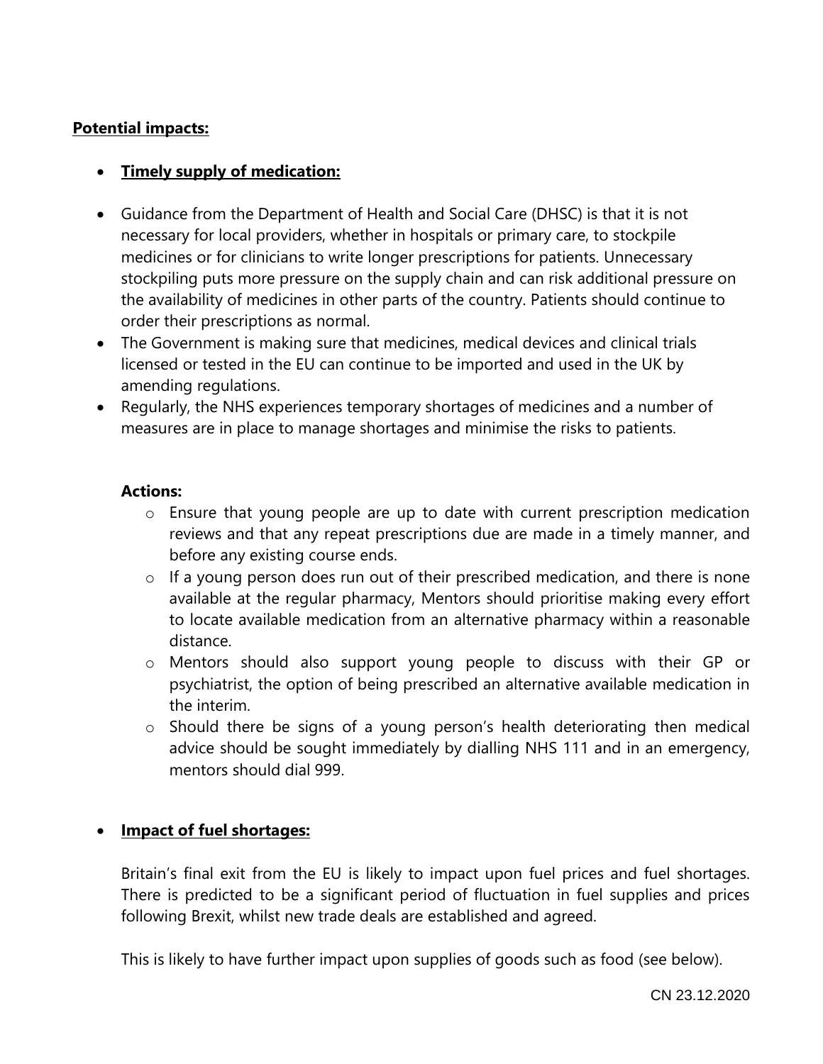**Potential impacts:**

- **Timely supply of medication:**

- Guidance from the Department of Health and Social Care (DHSC) is that it is not necessary for local providers, whether in hospitals or primary care, to stockpile medicines or for clinicians to write longer prescriptions for patients. Unnecessary stockpiling puts more pressure on the supply chain and can risk additional pressure on the availability of medicines in other parts of the country. Patients should continue to order their prescriptions as normal.
- The Government is making sure that medicines, medical devices and clinical trials licensed or tested in the EU can continue to be imported and used in the UK by amending regulations.
- Regularly, the NHS experiences temporary shortages of medicines and a number of measures are in place to manage shortages and minimise the risks to patients.

**Actions:**

- Ensure that young people are up to date with current prescription medication reviews and that any repeat prescriptions due are made in a timely manner, and before any existing course ends.
- If a young person does run out of their prescribed medication, and there is none available at the regular pharmacy, Mentors should prioritise making every effort to locate available medication from an alternative pharmacy within a reasonable distance.
- Mentors should also support young people to discuss with their GP or psychiatrist, the option of being prescribed an alternative available medication in the interim.
- Should there be signs of a young person's health deteriorating then medical advice should be sought immediately by dialling NHS 111 and in an emergency, mentors should dial 999.

- **Impact of fuel shortages:**

Britain's final exit from the EU is likely to impact upon fuel prices and fuel shortages. There is predicted to be a significant period of fluctuation in fuel supplies and prices following Brexit, whilst new trade deals are established and agreed.

This is likely to have further impact upon supplies of goods such as food (see below).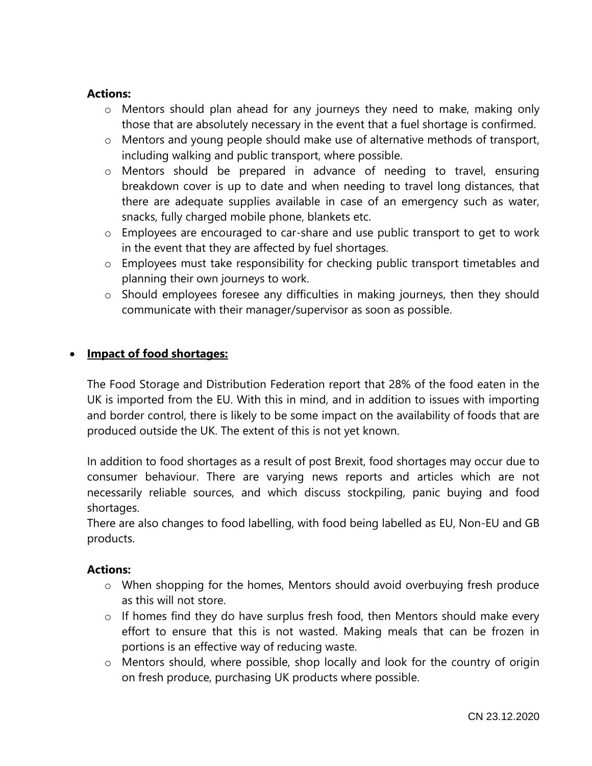**Actions:**

- Mentors should plan ahead for any journeys they need to make, making only those that are absolutely necessary in the event that a fuel shortage is confirmed.
- Mentors and young people should make use of alternative methods of transport, including walking and public transport, where possible.
- Mentors should be prepared in advance of needing to travel, ensuring breakdown cover is up to date and when needing to travel long distances, that there are adequate supplies available in case of an emergency such as water, snacks, fully charged mobile phone, blankets etc.
- Employees are encouraged to car-share and use public transport to get to work in the event that they are affected by fuel shortages.
- Employees must take responsibility for checking public transport timetables and planning their own journeys to work.
- Should employees foresee any difficulties in making journeys, then they should communicate with their manager/supervisor as soon as possible.

- **Impact of food shortages:**

The Food Storage and Distribution Federation report that 28% of the food eaten in the UK is imported from the EU. With this in mind, and in addition to issues with importing and border control, there is likely to be some impact on the availability of foods that are produced outside the UK. The extent of this is not yet known.

In addition to food shortages as a result of post Brexit, food shortages may occur due to consumer behaviour. There are varying news reports and articles which are not necessarily reliable sources, and which discuss stockpiling, panic buying and food shortages.
There are also changes to food labelling, with food being labelled as EU, Non-EU and GB products.

**Actions:**

- When shopping for the homes, Mentors should avoid overbuying fresh produce as this will not store.
- If homes find they do have surplus fresh food, then Mentors should make every effort to ensure that this is not wasted. Making meals that can be frozen in portions is an effective way of reducing waste.
- Mentors should, where possible, shop locally and look for the country of origin on fresh produce, purchasing UK products where possible.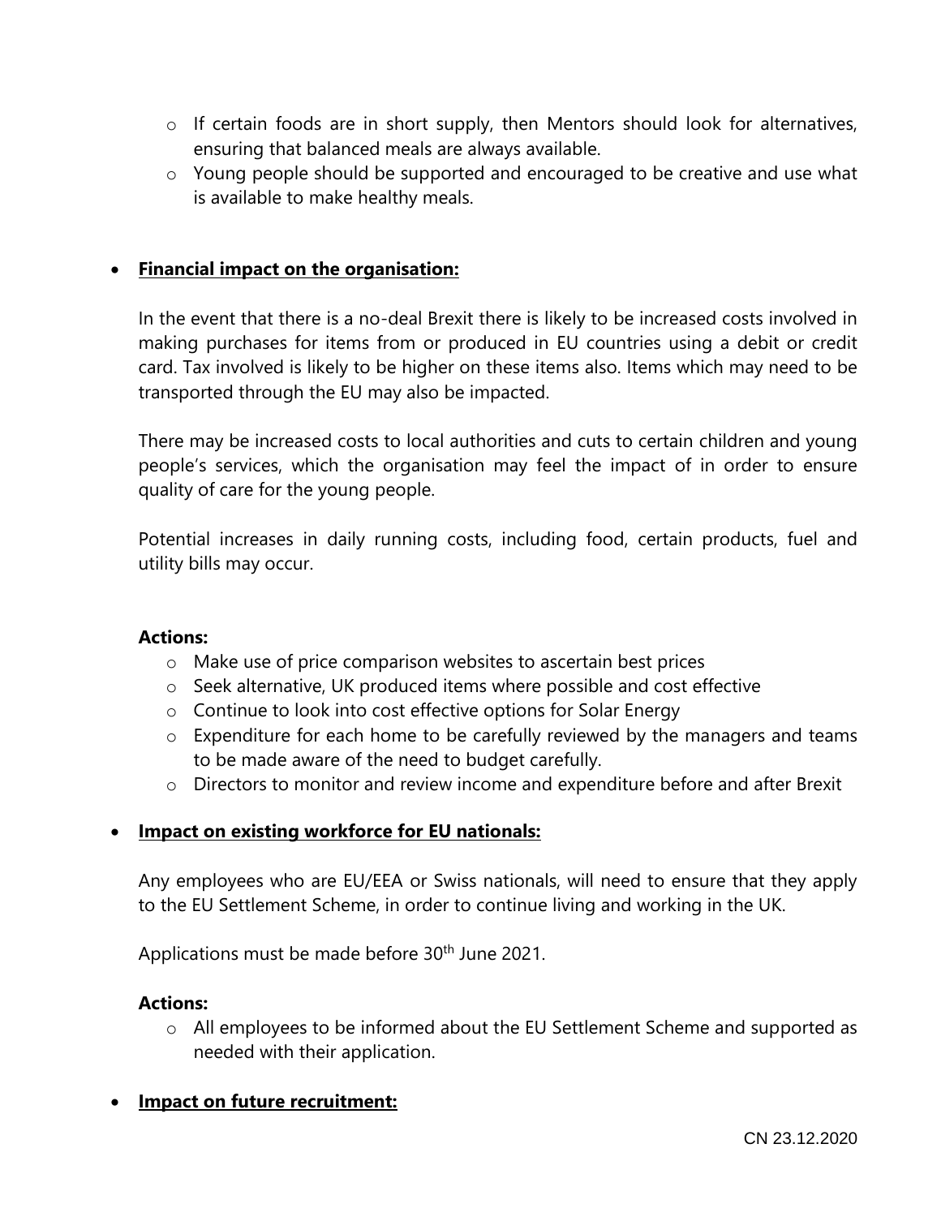- If certain foods are in short supply, then Mentors should look for alternatives, ensuring that balanced meals are always available.
- Young people should be supported and encouraged to be creative and use what is available to make healthy meals.

- **Financial impact on the organisation:**

  In the event that there is a no-deal Brexit there is likely to be increased costs involved in making purchases for items from or produced in EU countries using a debit or credit card. Tax involved is likely to be higher on these items also. Items which may need to be transported through the EU may also be impacted.

  There may be increased costs to local authorities and cuts to certain children and young people's services, which the organisation may feel the impact of in order to ensure quality of care for the young people.

  Potential increases in daily running costs, including food, certain products, fuel and utility bills may occur.

  **Actions:**
  - Make use of price comparison websites to ascertain best prices
  - Seek alternative, UK produced items where possible and cost effective
  - Continue to look into cost effective options for Solar Energy
  - Expenditure for each home to be carefully reviewed by the managers and teams to be made aware of the need to budget carefully.
  - Directors to monitor and review income and expenditure before and after Brexit

- **Impact on existing workforce for EU nationals:**

  Any employees who are EU/EEA or Swiss nationals, will need to ensure that they apply to the EU Settlement Scheme, in order to continue living and working in the UK.

  Applications must be made before 30th June 2021.

  **Actions:**
  - All employees to be informed about the EU Settlement Scheme and supported as needed with their application.

- **Impact on future recruitment:**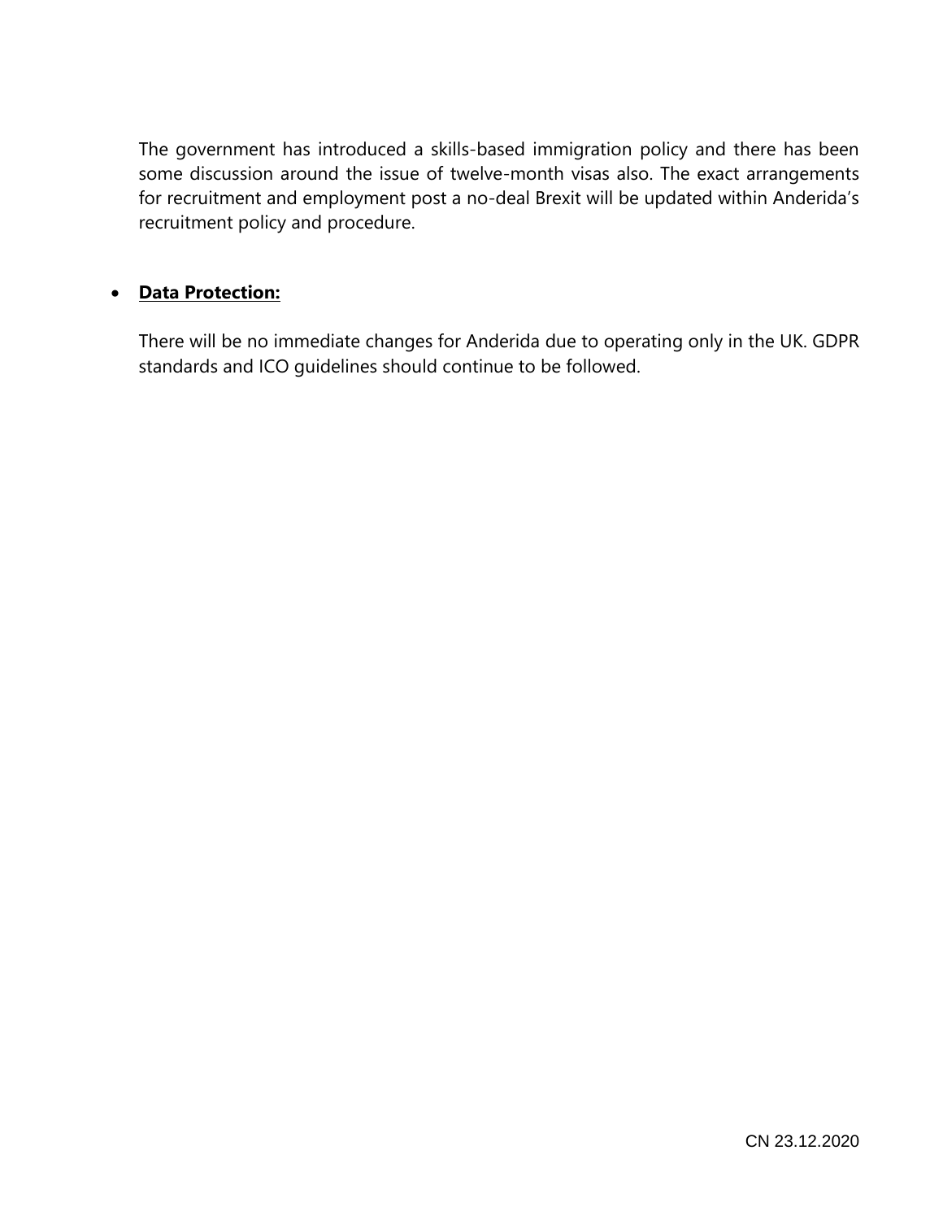The government has introduced a skills-based immigration policy and there has been some discussion around the issue of twelve-month visas also. The exact arrangements for recruitment and employment post a no-deal Brexit will be updated within Anderida's recruitment policy and procedure.

- **<u>Data Protection:</u>**

  There will be no immediate changes for Anderida due to operating only in the UK. GDPR standards and ICO guidelines should continue to be followed.

CN 23.12.2020